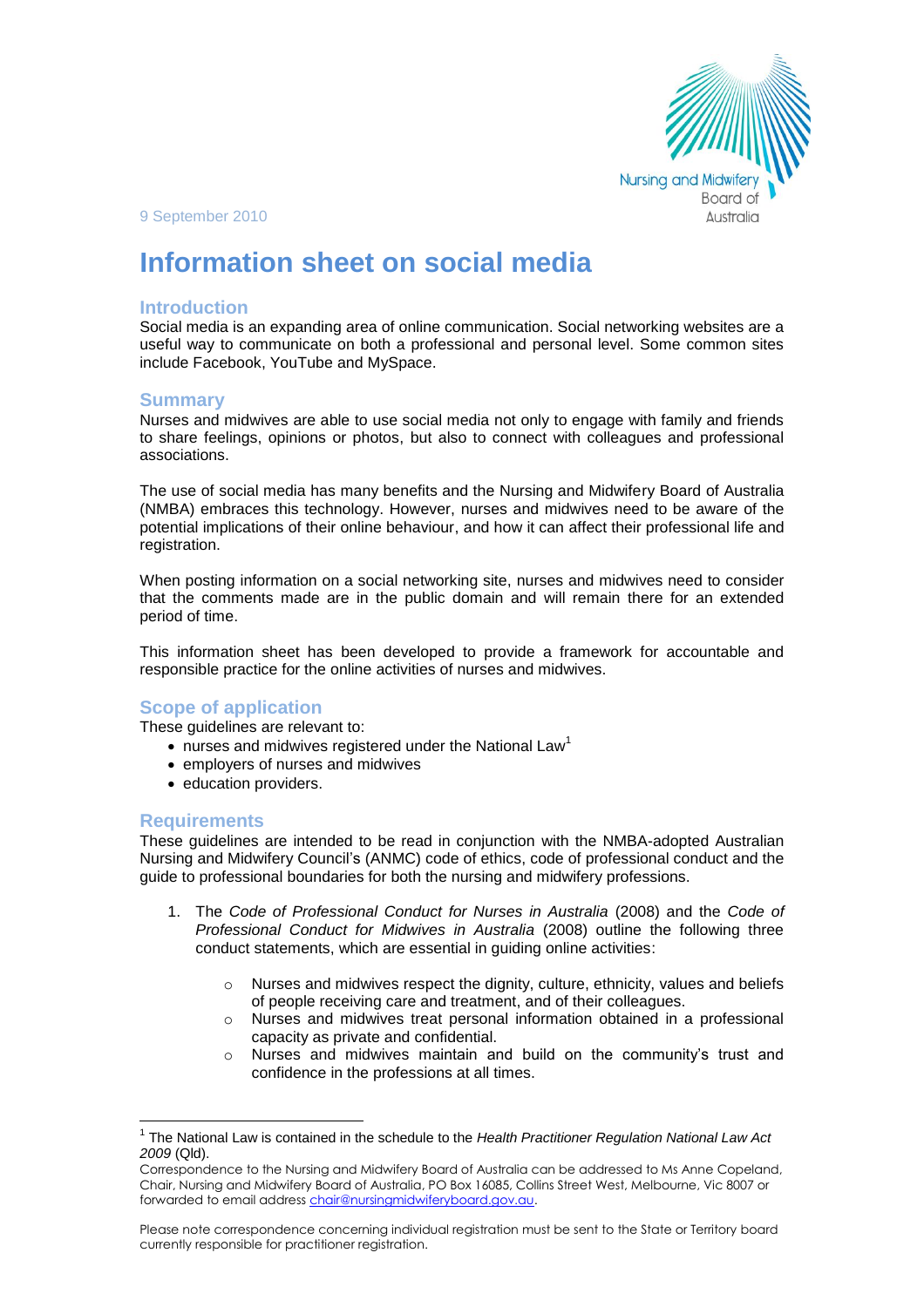Nursing and Midwifery Board of Australia

9 September 2010

# Information sheet on social media

## Introduction

Social media is an expanding area of online communication. Social networking websites are a useful way to communicate on both a professional and personal level. Some common sites include Facebook, YouTube and MySpace.

## Summary

Nurses and midwives are able to use social media not only to engage with family and friends to share feelings, opinions or photos, but also to connect with colleagues and professional associations.

The use of social media has many benefits and the Nursing and Midwifery Board of Australia (NMBA) embraces this technology. However, nurses and midwives need to be aware of the potential implications of their online behaviour, and how it can affect their professional life and registration.

When posting information on a social networking site, nurses and midwives need to consider that the comments made are in the public domain and will remain there for an extended period of time.

This information sheet has been developed to provide a framework for accountable and responsible practice for the online activities of nurses and midwives.

## Scope of application

These guidelines are relevant to:

- nurses and midwives registered under the National Law[1]
- employers of nurses and midwives
- education providers.

## Requirements

These guidelines are intended to be read in conjunction with the NMBA-adopted Australian Nursing and Midwifery Council's (ANMC) code of ethics, code of professional conduct and the guide to professional boundaries for both the nursing and midwifery professions.

1. The *Code of Professional Conduct for Nurses in Australia* (2008) and the *Code of Professional Conduct for Midwives in Australia* (2008) outline the following three conduct statements, which are essential in guiding online activities:

    - Nurses and midwives respect the dignity, culture, ethnicity, values and beliefs of people receiving care and treatment, and of their colleagues.
    - Nurses and midwives treat personal information obtained in a professional capacity as private and confidential.
    - Nurses and midwives maintain and build on the community's trust and confidence in the professions at all times.

---

[1] The National Law is contained in the schedule to the *Health Practitioner Regulation National Law Act 2009* (Qld).

Correspondence to the Nursing and Midwifery Board of Australia can be addressed to Ms Anne Copeland, Chair, Nursing and Midwifery Board of Australia, PO Box 16085, Collins Street West, Melbourne, Vic 8007 or forwarded to email address chair@nursingmidwiferyboard.gov.au.

Please note correspondence concerning individual registration must be sent to the State or Territory board currently responsible for practitioner registration.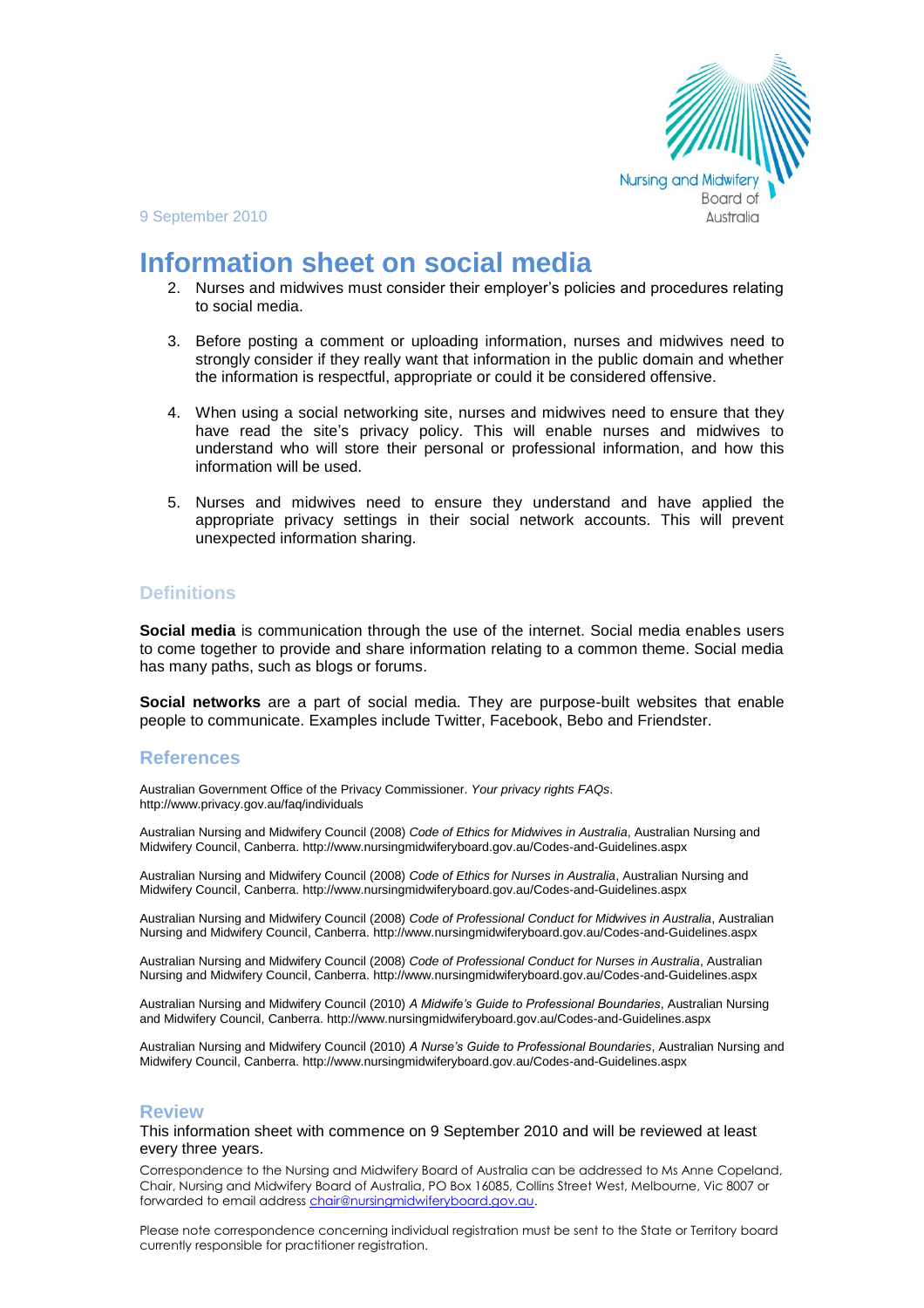9 September 2010

# Information sheet on social media

2. Nurses and midwives must consider their employer's policies and procedures relating to social media.

3. Before posting a comment or uploading information, nurses and midwives need to strongly consider if they really want that information in the public domain and whether the information is respectful, appropriate or could it be considered offensive.

4. When using a social networking site, nurses and midwives need to ensure that they have read the site's privacy policy. This will enable nurses and midwives to understand who will store their personal or professional information, and how this information will be used.

5. Nurses and midwives need to ensure they understand and have applied the appropriate privacy settings in their social network accounts. This will prevent unexpected information sharing.

## Definitions

**Social media** is communication through the use of the internet. Social media enables users to come together to provide and share information relating to a common theme. Social media has many paths, such as blogs or forums.

**Social networks** are a part of social media. They are purpose-built websites that enable people to communicate. Examples include Twitter, Facebook, Bebo and Friendster.

## References

Australian Government Office of the Privacy Commissioner. *Your privacy rights FAQs*. http://www.privacy.gov.au/faq/individuals

Australian Nursing and Midwifery Council (2008) *Code of Ethics for Midwives in Australia*, Australian Nursing and Midwifery Council, Canberra. http://www.nursingmidwiferyboard.gov.au/Codes-and-Guidelines.aspx

Australian Nursing and Midwifery Council (2008) *Code of Ethics for Nurses in Australia*, Australian Nursing and Midwifery Council, Canberra. http://www.nursingmidwiferyboard.gov.au/Codes-and-Guidelines.aspx

Australian Nursing and Midwifery Council (2008) *Code of Professional Conduct for Midwives in Australia*, Australian Nursing and Midwifery Council, Canberra. http://www.nursingmidwiferyboard.gov.au/Codes-and-Guidelines.aspx

Australian Nursing and Midwifery Council (2008) *Code of Professional Conduct for Nurses in Australia*, Australian Nursing and Midwifery Council, Canberra. http://www.nursingmidwiferyboard.gov.au/Codes-and-Guidelines.aspx

Australian Nursing and Midwifery Council (2010) *A Midwife's Guide to Professional Boundaries*, Australian Nursing and Midwifery Council, Canberra. http://www.nursingmidwiferyboard.gov.au/Codes-and-Guidelines.aspx

Australian Nursing and Midwifery Council (2010) *A Nurse's Guide to Professional Boundaries*, Australian Nursing and Midwifery Council, Canberra. http://www.nursingmidwiferyboard.gov.au/Codes-and-Guidelines.aspx

## Review

This information sheet with commence on 9 September 2010 and will be reviewed at least every three years.

Correspondence to the Nursing and Midwifery Board of Australia can be addressed to Ms Anne Copeland, Chair, Nursing and Midwifery Board of Australia, PO Box 16085, Collins Street West, Melbourne, Vic 8007 or forwarded to email address chair@nursingmidwiferyboard.gov.au.

Please note correspondence concerning individual registration must be sent to the State or Territory board currently responsible for practitioner registration.